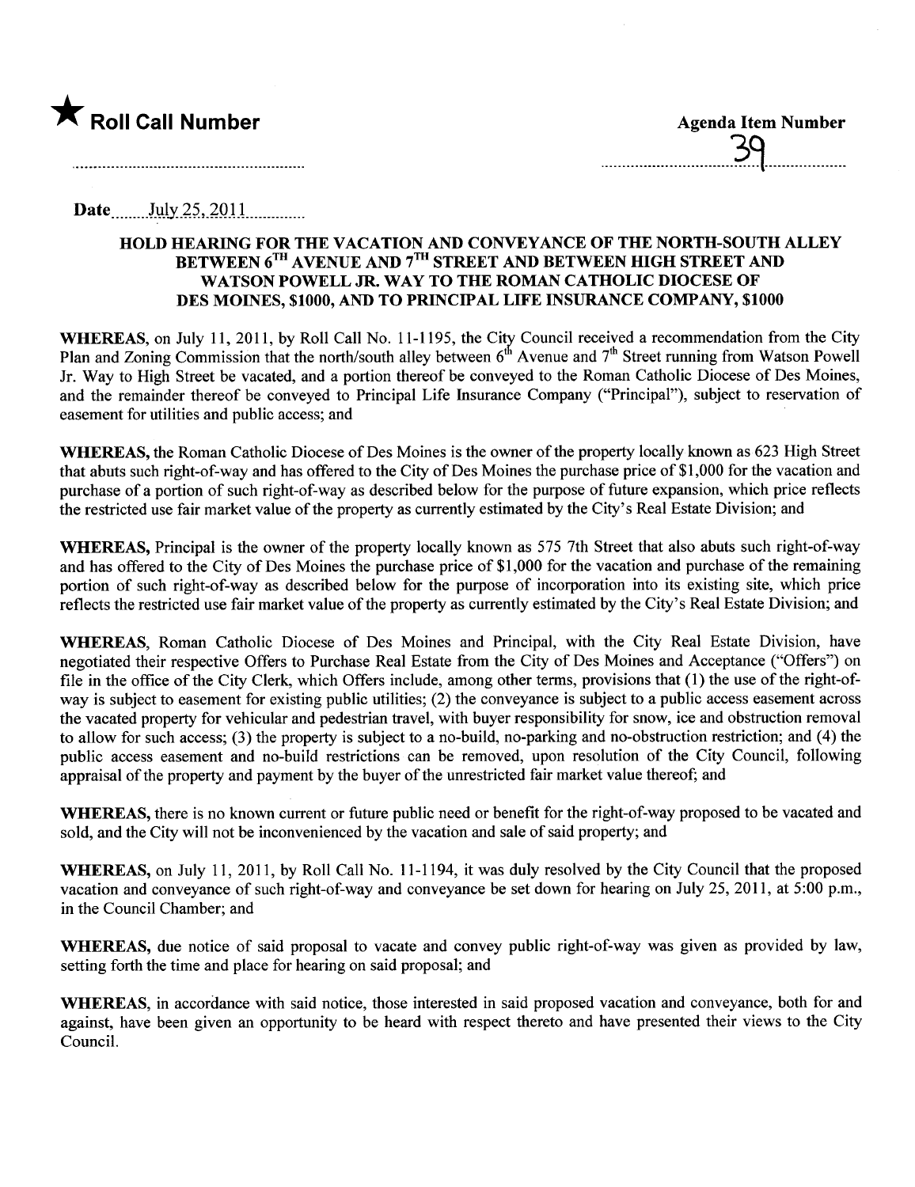★ **Roll Call Number**

**Agenda Item Number**

39

**Date** July 25, 2011

**HOLD HEARING FOR THE VACATION AND CONVEYANCE OF THE NORTH-SOUTH ALLEY BETWEEN 6TH AVENUE AND 7TH STREET AND BETWEEN HIGH STREET AND WATSON POWELL JR. WAY TO THE ROMAN CATHOLIC DIOCESE OF DES MOINES, $1000, AND TO PRINCIPAL LIFE INSURANCE COMPANY, $1000**

**WHEREAS,** on July 11, 2011, by Roll Call No. 11-1195, the City Council received a recommendation from the City Plan and Zoning Commission that the north/south alley between 6th Avenue and 7th Street running from Watson Powell Jr. Way to High Street be vacated, and a portion thereof be conveyed to the Roman Catholic Diocese of Des Moines, and the remainder thereof be conveyed to Principal Life Insurance Company ("Principal"), subject to reservation of easement for utilities and public access; and

**WHEREAS,** the Roman Catholic Diocese of Des Moines is the owner of the property locally known as 623 High Street that abuts such right-of-way and has offered to the City of Des Moines the purchase price of $1,000 for the vacation and purchase of a portion of such right-of-way as described below for the purpose of future expansion, which price reflects the restricted use fair market value of the property as currently estimated by the City's Real Estate Division; and

**WHEREAS,** Principal is the owner of the property locally known as 575 7th Street that also abuts such right-of-way and has offered to the City of Des Moines the purchase price of $1,000 for the vacation and purchase of the remaining portion of such right-of-way as described below for the purpose of incorporation into its existing site, which price reflects the restricted use fair market value of the property as currently estimated by the City's Real Estate Division; and

**WHEREAS,** Roman Catholic Diocese of Des Moines and Principal, with the City Real Estate Division, have negotiated their respective Offers to Purchase Real Estate from the City of Des Moines and Acceptance ("Offers") on file in the office of the City Clerk, which Offers include, among other terms, provisions that (1) the use of the right-of-way is subject to easement for existing public utilities; (2) the conveyance is subject to a public access easement across the vacated property for vehicular and pedestrian travel, with buyer responsibility for snow, ice and obstruction removal to allow for such access; (3) the property is subject to a no-build, no-parking and no-obstruction restriction; and (4) the public access easement and no-build restrictions can be removed, upon resolution of the City Council, following appraisal of the property and payment by the buyer of the unrestricted fair market value thereof; and

**WHEREAS,** there is no known current or future public need or benefit for the right-of-way proposed to be vacated and sold, and the City will not be inconvenienced by the vacation and sale of said property; and

**WHEREAS,** on July 11, 2011, by Roll Call No. 11-1194, it was duly resolved by the City Council that the proposed vacation and conveyance of such right-of-way and conveyance be set down for hearing on July 25, 2011, at 5:00 p.m., in the Council Chamber; and

**WHEREAS,** due notice of said proposal to vacate and convey public right-of-way was given as provided by law, setting forth the time and place for hearing on said proposal; and

**WHEREAS,** in accordance with said notice, those interested in said proposed vacation and conveyance, both for and against, have been given an opportunity to be heard with respect thereto and have presented their views to the City Council.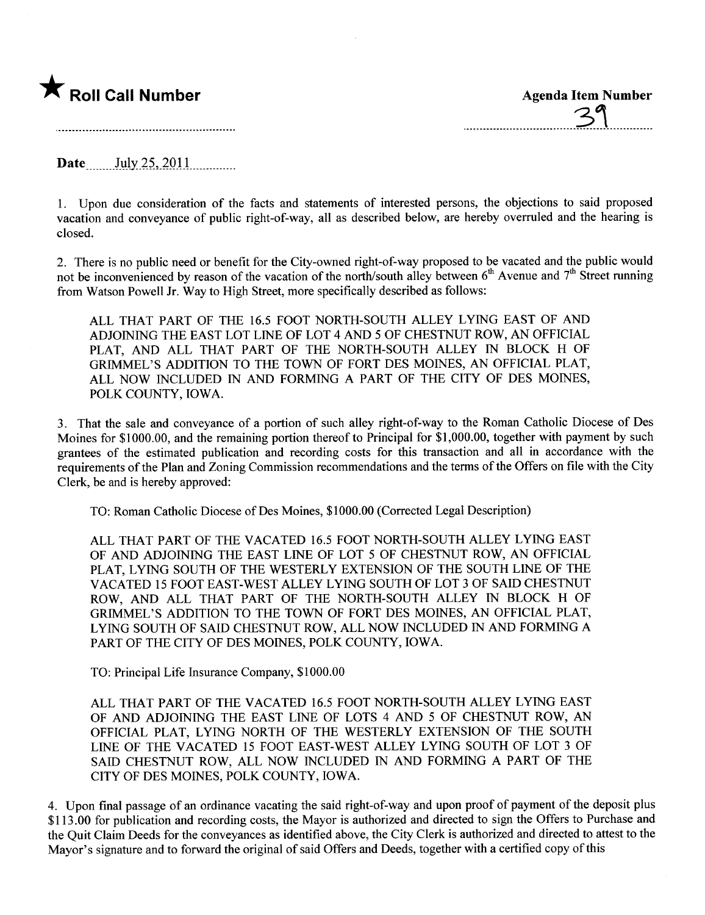★ **Roll Call Number**

**Agenda Item Number**

39

**Date** July 25, 2011

1. Upon due consideration of the facts and statements of interested persons, the objections to said proposed vacation and conveyance of public right-of-way, all as described below, are hereby overruled and the hearing is closed.

2. There is no public need or benefit for the City-owned right-of-way proposed to be vacated and the public would not be inconvenienced by reason of the vacation of the north/south alley between 6th Avenue and 7th Street running from Watson Powell Jr. Way to High Street, more specifically described as follows:

ALL THAT PART OF THE 16.5 FOOT NORTH-SOUTH ALLEY LYING EAST OF AND ADJOINING THE EAST LOT LINE OF LOT 4 AND 5 OF CHESTNUT ROW, AN OFFICIAL PLAT, AND ALL THAT PART OF THE NORTH-SOUTH ALLEY IN BLOCK H OF GRIMMEL'S ADDITION TO THE TOWN OF FORT DES MOINES, AN OFFICIAL PLAT, ALL NOW INCLUDED IN AND FORMING A PART OF THE CITY OF DES MOINES, POLK COUNTY, IOWA.

3. That the sale and conveyance of a portion of such alley right-of-way to the Roman Catholic Diocese of Des Moines for $1000.00, and the remaining portion thereof to Principal for $1,000.00, together with payment by such grantees of the estimated publication and recording costs for this transaction and all in accordance with the requirements of the Plan and Zoning Commission recommendations and the terms of the Offers on file with the City Clerk, be and is hereby approved:

TO: Roman Catholic Diocese of Des Moines, $1000.00 (Corrected Legal Description)

ALL THAT PART OF THE VACATED 16.5 FOOT NORTH-SOUTH ALLEY LYING EAST OF AND ADJOINING THE EAST LINE OF LOT 5 OF CHESTNUT ROW, AN OFFICIAL PLAT, LYING SOUTH OF THE WESTERLY EXTENSION OF THE SOUTH LINE OF THE VACATED 15 FOOT EAST-WEST ALLEY LYING SOUTH OF LOT 3 OF SAID CHESTNUT ROW, AND ALL THAT PART OF THE NORTH-SOUTH ALLEY IN BLOCK H OF GRIMMEL'S ADDITION TO THE TOWN OF FORT DES MOINES, AN OFFICIAL PLAT, LYING SOUTH OF SAID CHESTNUT ROW, ALL NOW INCLUDED IN AND FORMING A PART OF THE CITY OF DES MOINES, POLK COUNTY, IOWA.

TO: Principal Life Insurance Company, $1000.00

ALL THAT PART OF THE VACATED 16.5 FOOT NORTH-SOUTH ALLEY LYING EAST OF AND ADJOINING THE EAST LINE OF LOTS 4 AND 5 OF CHESTNUT ROW, AN OFFICIAL PLAT, LYING NORTH OF THE WESTERLY EXTENSION OF THE SOUTH LINE OF THE VACATED 15 FOOT EAST-WEST ALLEY LYING SOUTH OF LOT 3 OF SAID CHESTNUT ROW, ALL NOW INCLUDED IN AND FORMING A PART OF THE CITY OF DES MOINES, POLK COUNTY, IOWA.

4. Upon final passage of an ordinance vacating the said right-of-way and upon proof of payment of the deposit plus $113.00 for publication and recording costs, the Mayor is authorized and directed to sign the Offers to Purchase and the Quit Claim Deeds for the conveyances as identified above, the City Clerk is authorized and directed to attest to the Mayor's signature and to forward the original of said Offers and Deeds, together with a certified copy of this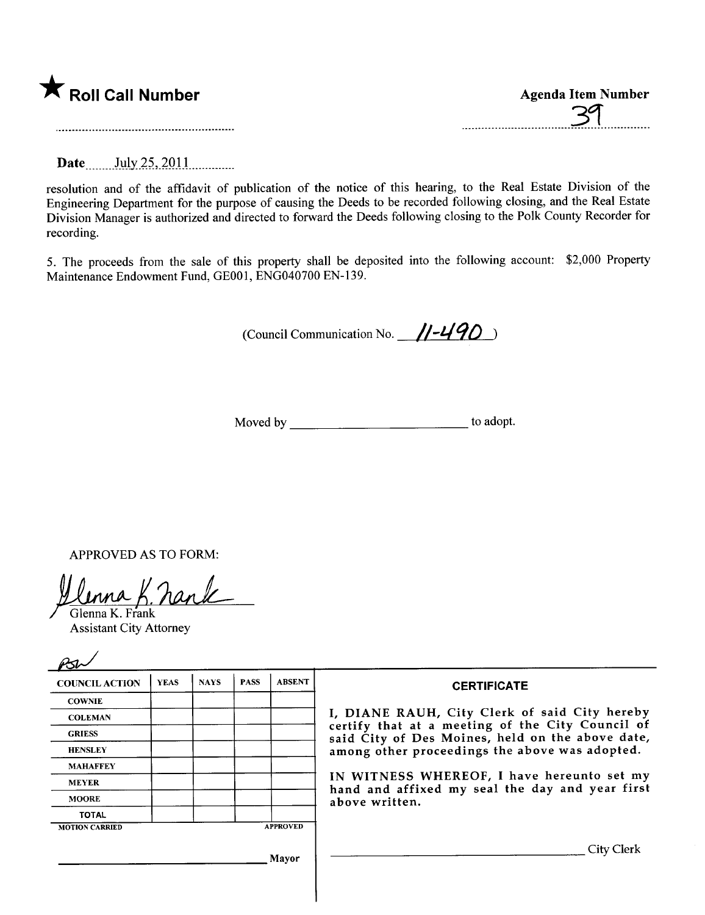★ **Roll Call Number**

**Agenda Item Number**

39

**Date** July 25, 2011

resolution and of the affidavit of publication of the notice of this hearing, to the Real Estate Division of the Engineering Department for the purpose of causing the Deeds to be recorded following closing, and the Real Estate Division Manager is authorized and directed to forward the Deeds following closing to the Polk County Recorder for recording.

5. The proceeds from the sale of this property shall be deposited into the following account: $2,000 Property Maintenance Endowment Fund, GE001, ENG040700 EN-139.

(Council Communication No. 11-490 )

Moved by ____________________ to adopt.

APPROVED AS TO FORM:

Glenna K. Frank
Glenna K. Frank
Assistant City Attorney

PSW

| COUNCIL ACTION | YEAS | NAYS | PASS | ABSENT |
|---|---|---|---|---|
| COWNIE | | | | |
| COLEMAN | | | | |
| GRIESS | | | | |
| HENSLEY | | | | |
| MAHAFFEY | | | | |
| MEYER | | | | |
| MOORE | | | | |
| TOTAL | | | | |
| MOTION CARRIED | | | | APPROVED |

____________________ Mayor

**CERTIFICATE**

I, DIANE RAUH, City Clerk of said City hereby certify that at a meeting of the City Council of said City of Des Moines, held on the above date, among other proceedings the above was adopted.

IN WITNESS WHEREOF, I have hereunto set my hand and affixed my seal the day and year first above written.

____________________ City Clerk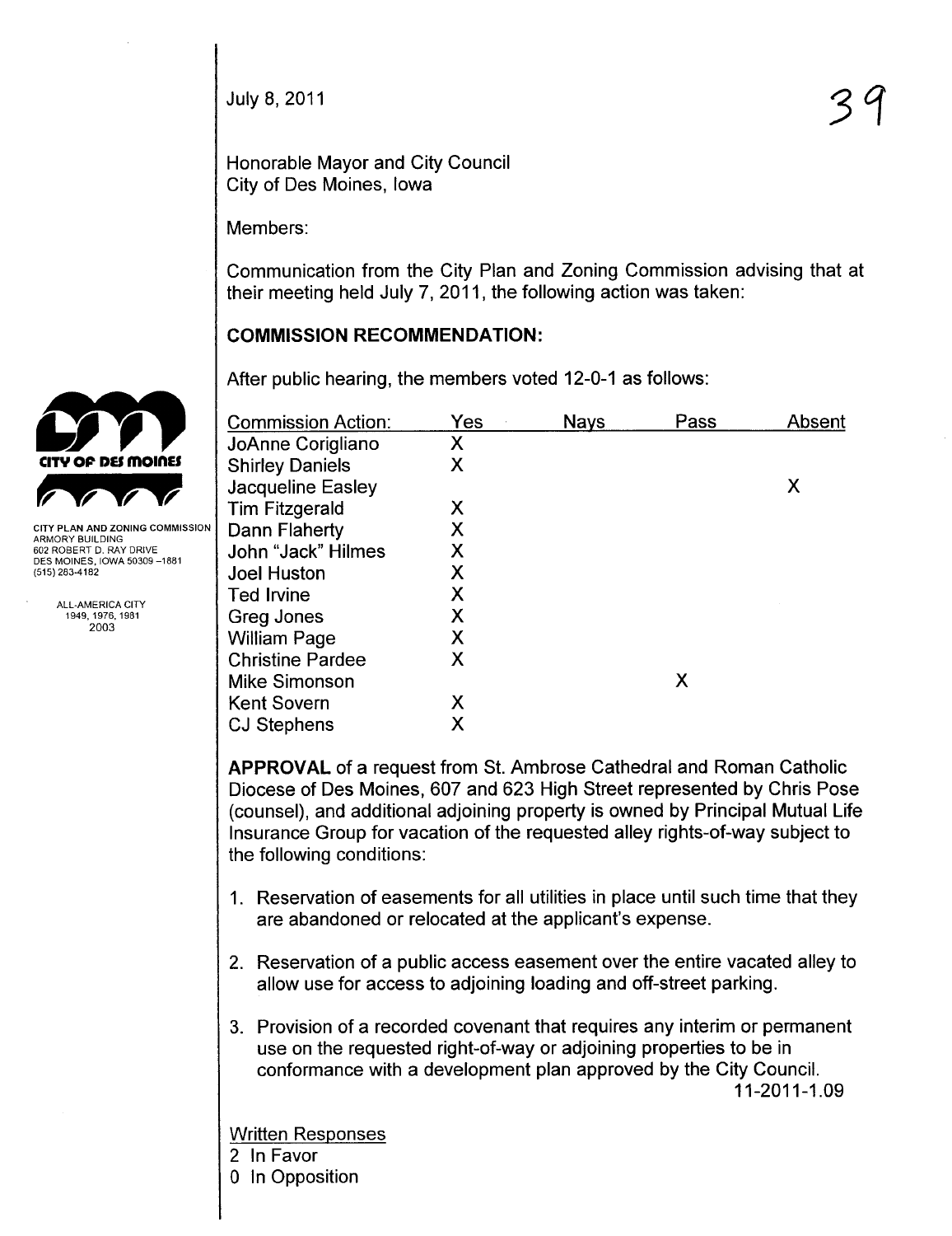July 8, 2011

39

Honorable Mayor and City Council
City of Des Moines, Iowa

Members:

Communication from the City Plan and Zoning Commission advising that at their meeting held July 7, 2011, the following action was taken:

CITY OF DES MOINES

CITY PLAN AND ZONING COMMISSION
ARMORY BUILDING
602 ROBERT D. RAY DRIVE
DES MOINES, IOWA 50309-1881
(515) 283-4182

ALL-AMERICA CITY
1949, 1976, 1981
2003

## COMMISSION RECOMMENDATION:

After public hearing, the members voted 12-0-1 as follows:

| Commission Action: | Yes | Nays | Pass | Absent |
|---|---|---|---|---|
| JoAnne Corigliano | X | | | |
| Shirley Daniels | X | | | |
| Jacqueline Easley | | | | X |
| Tim Fitzgerald | X | | | |
| Dann Flaherty | X | | | |
| John "Jack" Hilmes | X | | | |
| Joel Huston | X | | | |
| Ted Irvine | X | | | |
| Greg Jones | X | | | |
| William Page | X | | | |
| Christine Pardee | X | | | |
| Mike Simonson | | | X | |
| Kent Sovern | X | | | |
| CJ Stephens | X | | | |

**APPROVAL** of a request from St. Ambrose Cathedral and Roman Catholic Diocese of Des Moines, 607 and 623 High Street represented by Chris Pose (counsel), and additional adjoining property is owned by Principal Mutual Life Insurance Group for vacation of the requested alley rights-of-way subject to the following conditions:

1. Reservation of easements for all utilities in place until such time that they are abandoned or relocated at the applicant's expense.

2. Reservation of a public access easement over the entire vacated alley to allow use for access to adjoining loading and off-street parking.

3. Provision of a recorded covenant that requires any interim or permanent use on the requested right-of-way or adjoining properties to be in conformance with a development plan approved by the City Council.

11-2011-1.09

Written Responses
2 In Favor
0 In Opposition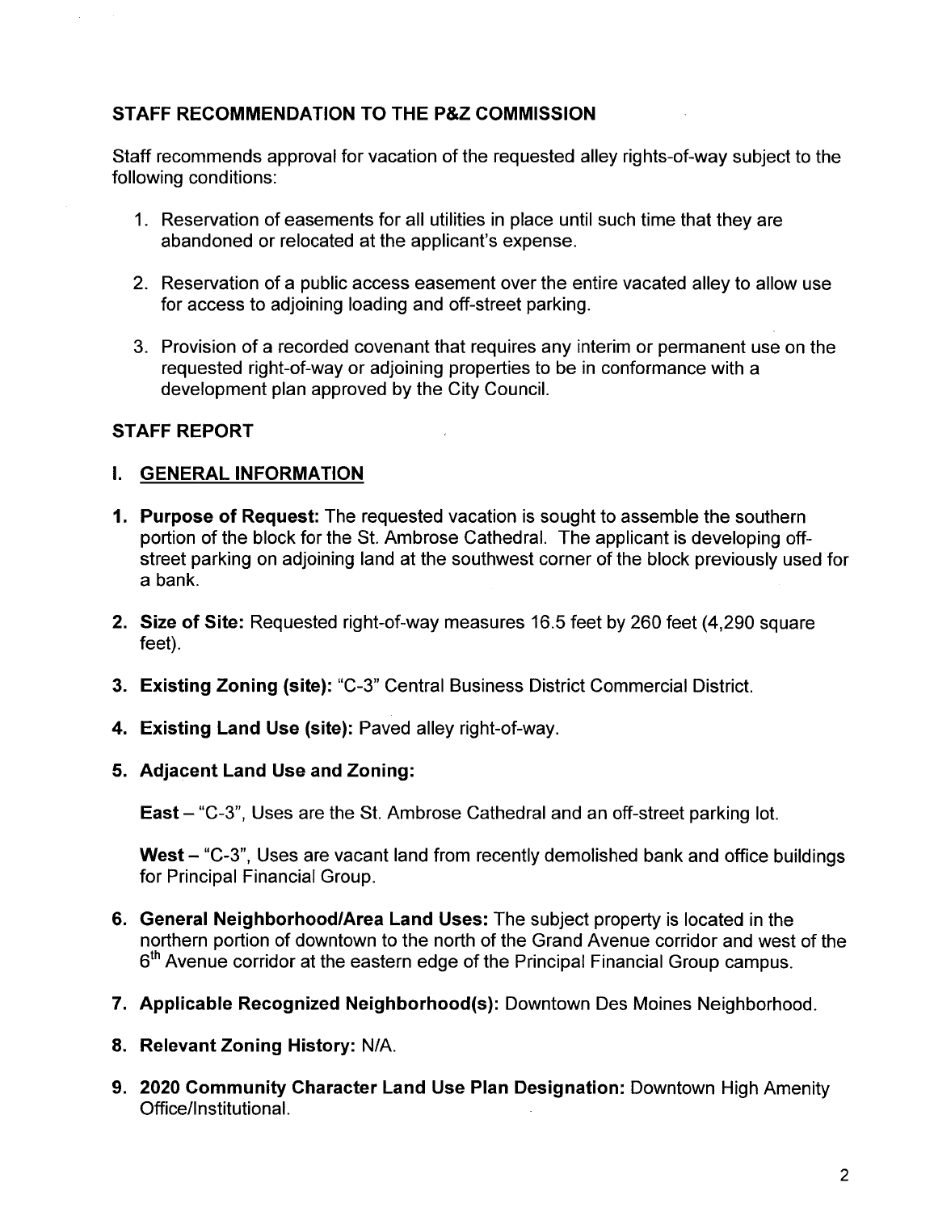## STAFF RECOMMENDATION TO THE P&Z COMMISSION

Staff recommends approval for vacation of the requested alley rights-of-way subject to the following conditions:

1. Reservation of easements for all utilities in place until such time that they are abandoned or relocated at the applicant's expense.

2. Reservation of a public access easement over the entire vacated alley to allow use for access to adjoining loading and off-street parking.

3. Provision of a recorded covenant that requires any interim or permanent use on the requested right-of-way or adjoining properties to be in conformance with a development plan approved by the City Council.

## STAFF REPORT

### I. GENERAL INFORMATION

1. **Purpose of Request:** The requested vacation is sought to assemble the southern portion of the block for the St. Ambrose Cathedral. The applicant is developing off-street parking on adjoining land at the southwest corner of the block previously used for a bank.

2. **Size of Site:** Requested right-of-way measures 16.5 feet by 260 feet (4,290 square feet).

3. **Existing Zoning (site):** "C-3" Central Business District Commercial District.

4. **Existing Land Use (site):** Paved alley right-of-way.

5. **Adjacent Land Use and Zoning:**

   **East** – "C-3", Uses are the St. Ambrose Cathedral and an off-street parking lot.

   **West** – "C-3", Uses are vacant land from recently demolished bank and office buildings for Principal Financial Group.

6. **General Neighborhood/Area Land Uses:** The subject property is located in the northern portion of downtown to the north of the Grand Avenue corridor and west of the 6th Avenue corridor at the eastern edge of the Principal Financial Group campus.

7. **Applicable Recognized Neighborhood(s):** Downtown Des Moines Neighborhood.

8. **Relevant Zoning History:** N/A.

9. **2020 Community Character Land Use Plan Designation:** Downtown High Amenity Office/Institutional.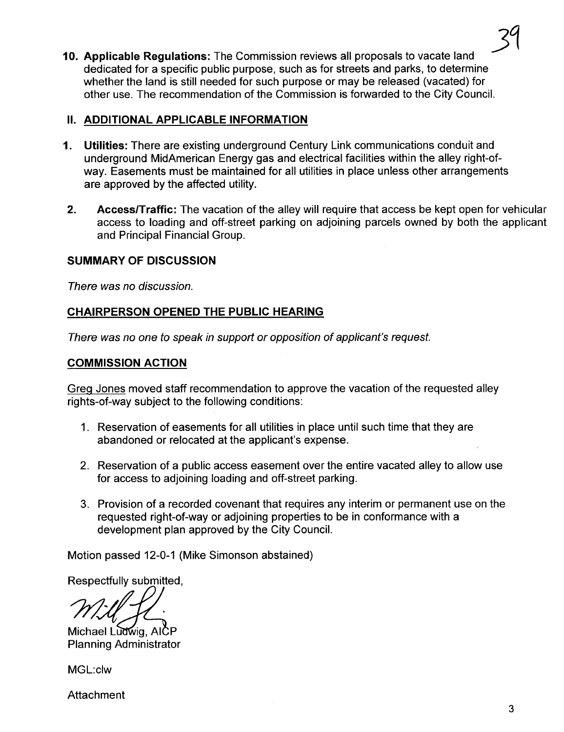10. **Applicable Regulations:** The Commission reviews all proposals to vacate land dedicated for a specific public purpose, such as for streets and parks, to determine whether the land is still needed for such purpose or may be released (vacated) for other use. The recommendation of the Commission is forwarded to the City Council.

## II. ADDITIONAL APPLICABLE INFORMATION

1. **Utilities:** There are existing underground Century Link communications conduit and underground MidAmerican Energy gas and electrical facilities within the alley right-of-way. Easements must be maintained for all utilities in place unless other arrangements are approved by the affected utility.

2. **Access/Traffic:** The vacation of the alley will require that access be kept open for vehicular access to loading and off-street parking on adjoining parcels owned by both the applicant and Principal Financial Group.

## SUMMARY OF DISCUSSION

*There was no discussion.*

## CHAIRPERSON OPENED THE PUBLIC HEARING

*There was no one to speak in support or opposition of applicant's request.*

## COMMISSION ACTION

Greg Jones moved staff recommendation to approve the vacation of the requested alley rights-of-way subject to the following conditions:

1. Reservation of easements for all utilities in place until such time that they are abandoned or relocated at the applicant's expense.

2. Reservation of a public access easement over the entire vacated alley to allow use for access to adjoining loading and off-street parking.

3. Provision of a recorded covenant that requires any interim or permanent use on the requested right-of-way or adjoining properties to be in conformance with a development plan approved by the City Council.

Motion passed 12-0-1 (Mike Simonson abstained)

Respectfully submitted,

Michael Ludwig, AICP
Planning Administrator

MGL:clw

Attachment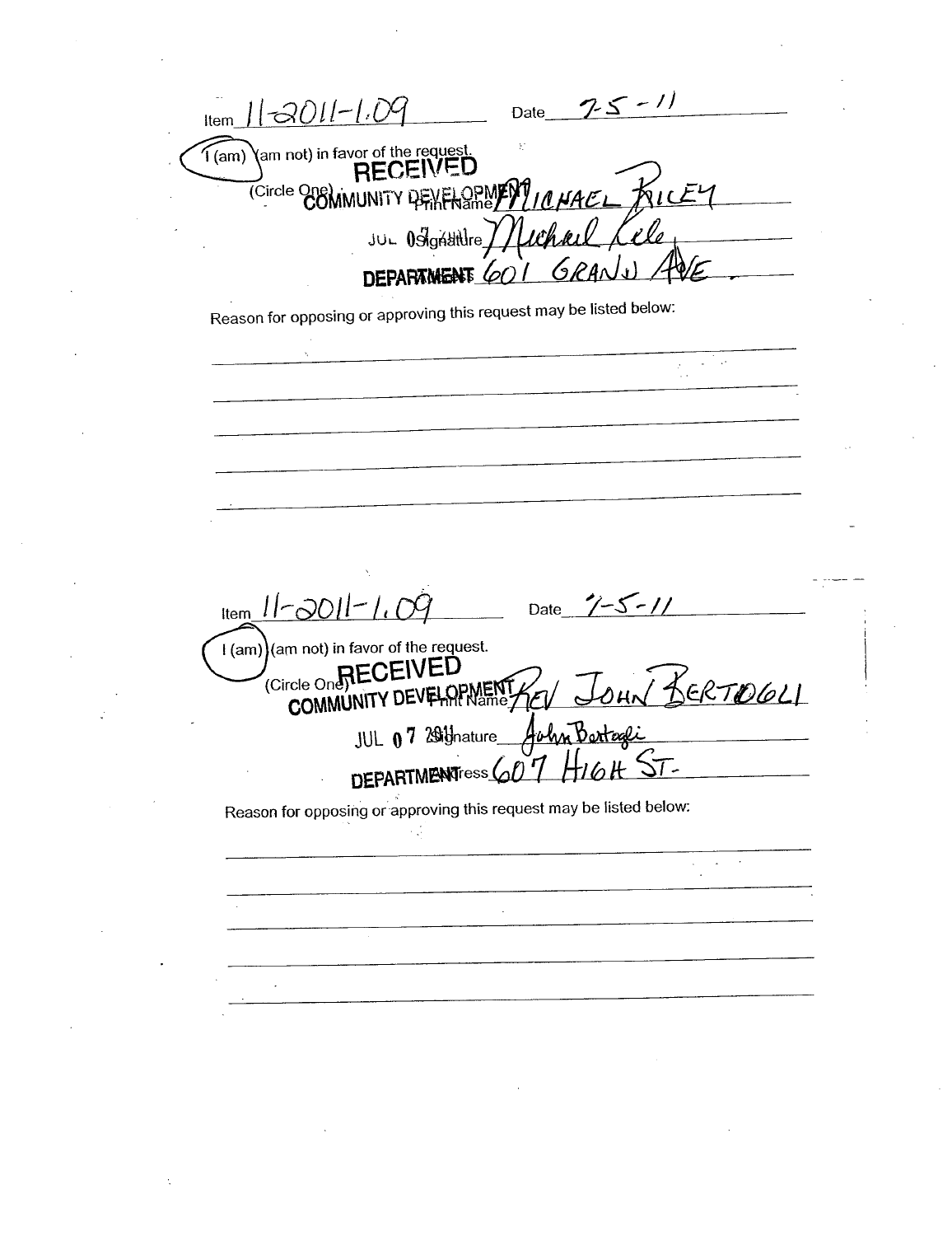Item 11-2011-1.09 Date 7-5-11

I (am) (am not) in favor of the request.

(Circle One)

RECEIVED
COMMUNITY DEVELOPMENT
JUL 07 2011
DEPARTMENT

Print Name MICHAEL RILEY

Signature Michael Riley

Address 601 GRAND AVE

Reason for opposing or approving this request may be listed below:

---

Item 11-2011-1.09 Date 7-5-11

I (am) (am not) in favor of the request.

(Circle One)

RECEIVED
COMMUNITY DEVELOPMENT
JUL 07 2011
DEPARTMENT

Print Name REV JOHN BERTOGLI

Signature John Bertogli

Address 607 HIGH ST.

Reason for opposing or approving this request may be listed below: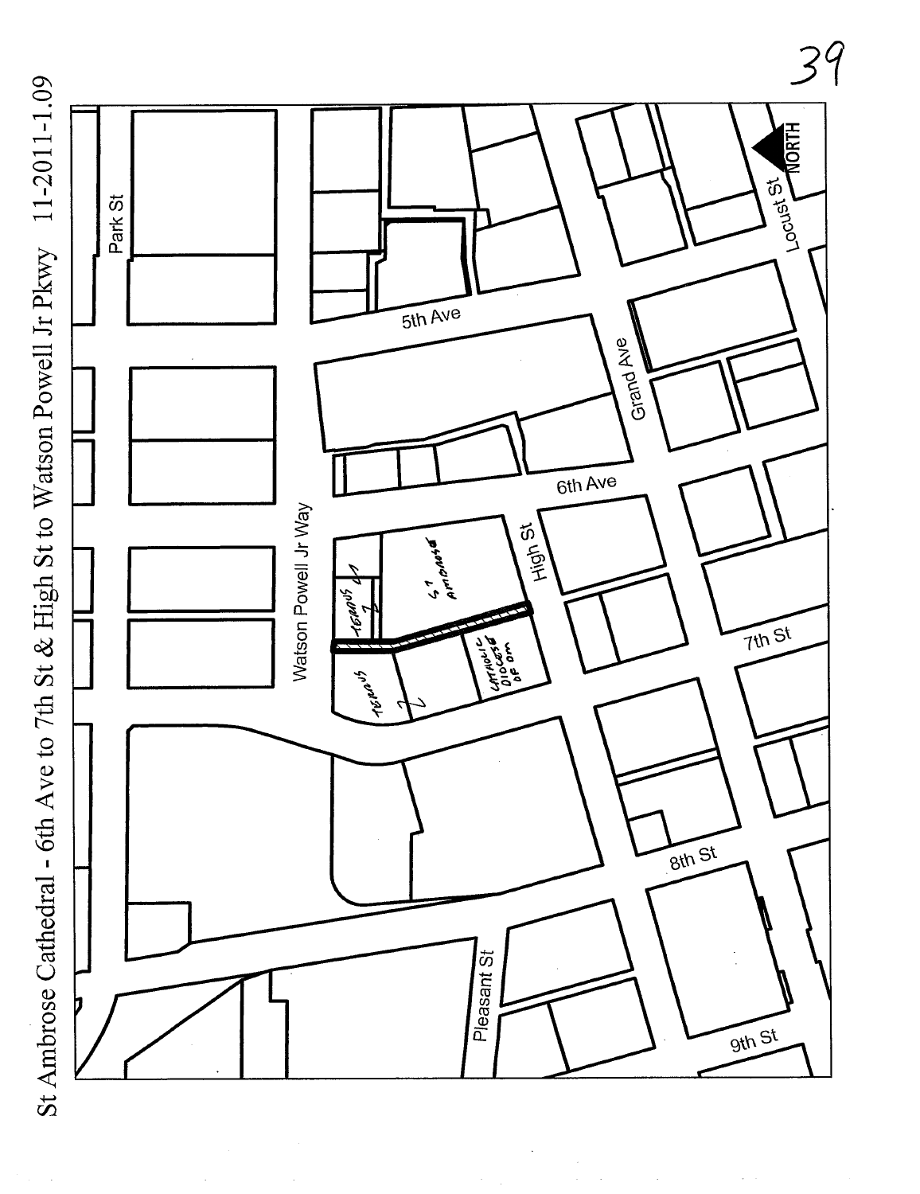St Ambrose Cathedral - 6th Ave to 7th St & High St to Watson Powell Jr Pkwy 11-2011-1.09

39

NORTH

Park St

Locust St

5th Ave

Grand Ave

6th Ave

Watson Powell Jr Way

High St

7th St

8th St

Pleasant St

9th Street

ST AMBROSE

TERRUS 2

TERRUS 2

CATHOLIC DIOCESE OF DM